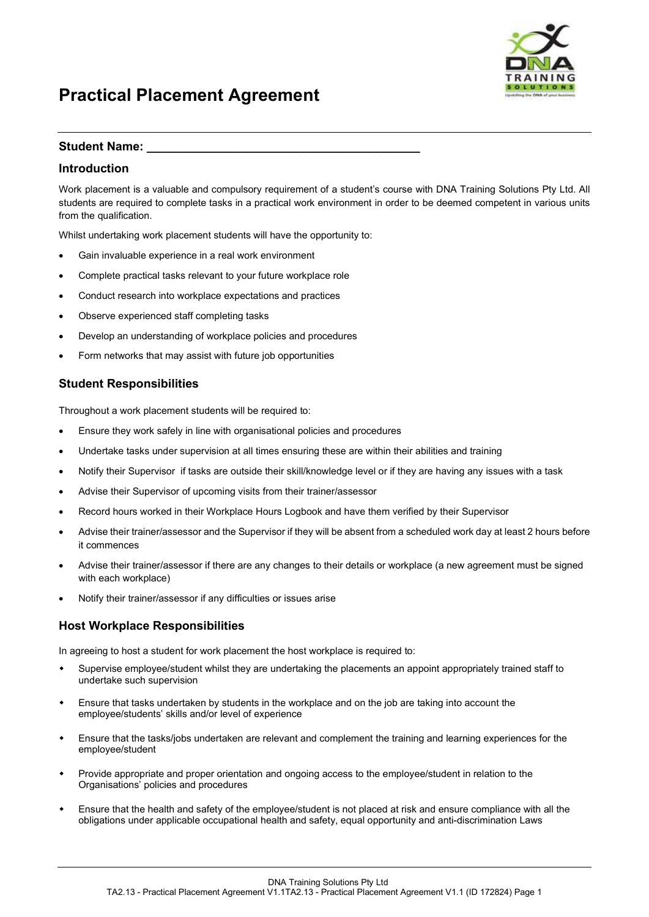# Practical Placement Agreement

**Student Name: ___________________________________________**

## Introduction

Work placement is a valuable and compulsory requirement of a student's course with DNA Training Solutions Pty Ltd. All students are required to complete tasks in a practical work environment in order to be deemed competent in various units from the qualification.

Whilst undertaking work placement students will have the opportunity to:

- Gain invaluable experience in a real work environment
- Complete practical tasks relevant to your future workplace role
- Conduct research into workplace expectations and practices
- Observe experienced staff completing tasks
- Develop an understanding of workplace policies and procedures
- Form networks that may assist with future job opportunities

## Student Responsibilities

Throughout a work placement students will be required to:

- Ensure they work safely in line with organisational policies and procedures
- Undertake tasks under supervision at all times ensuring these are within their abilities and training
- Notify their Supervisor if tasks are outside their skill/knowledge level or if they are having any issues with a task
- Advise their Supervisor of upcoming visits from their trainer/assessor
- Record hours worked in their Workplace Hours Logbook and have them verified by their Supervisor
- Advise their trainer/assessor and the Supervisor if they will be absent from a scheduled work day at least 2 hours before it commences
- Advise their trainer/assessor if there are any changes to their details or workplace (a new agreement must be signed with each workplace)
- Notify their trainer/assessor if any difficulties or issues arise

## Host Workplace Responsibilities

In agreeing to host a student for work placement the host workplace is required to:

- Supervise employee/student whilst they are undertaking the placements an appoint appropriately trained staff to undertake such supervision
- Ensure that tasks undertaken by students in the workplace and on the job are taking into account the employee/students' skills and/or level of experience
- Ensure that the tasks/jobs undertaken are relevant and complement the training and learning experiences for the employee/student
- Provide appropriate and proper orientation and ongoing access to the employee/student in relation to the Organisations' policies and procedures
- Ensure that the health and safety of the employee/student is not placed at risk and ensure compliance with all the obligations under applicable occupational health and safety, equal opportunity and anti-discrimination Laws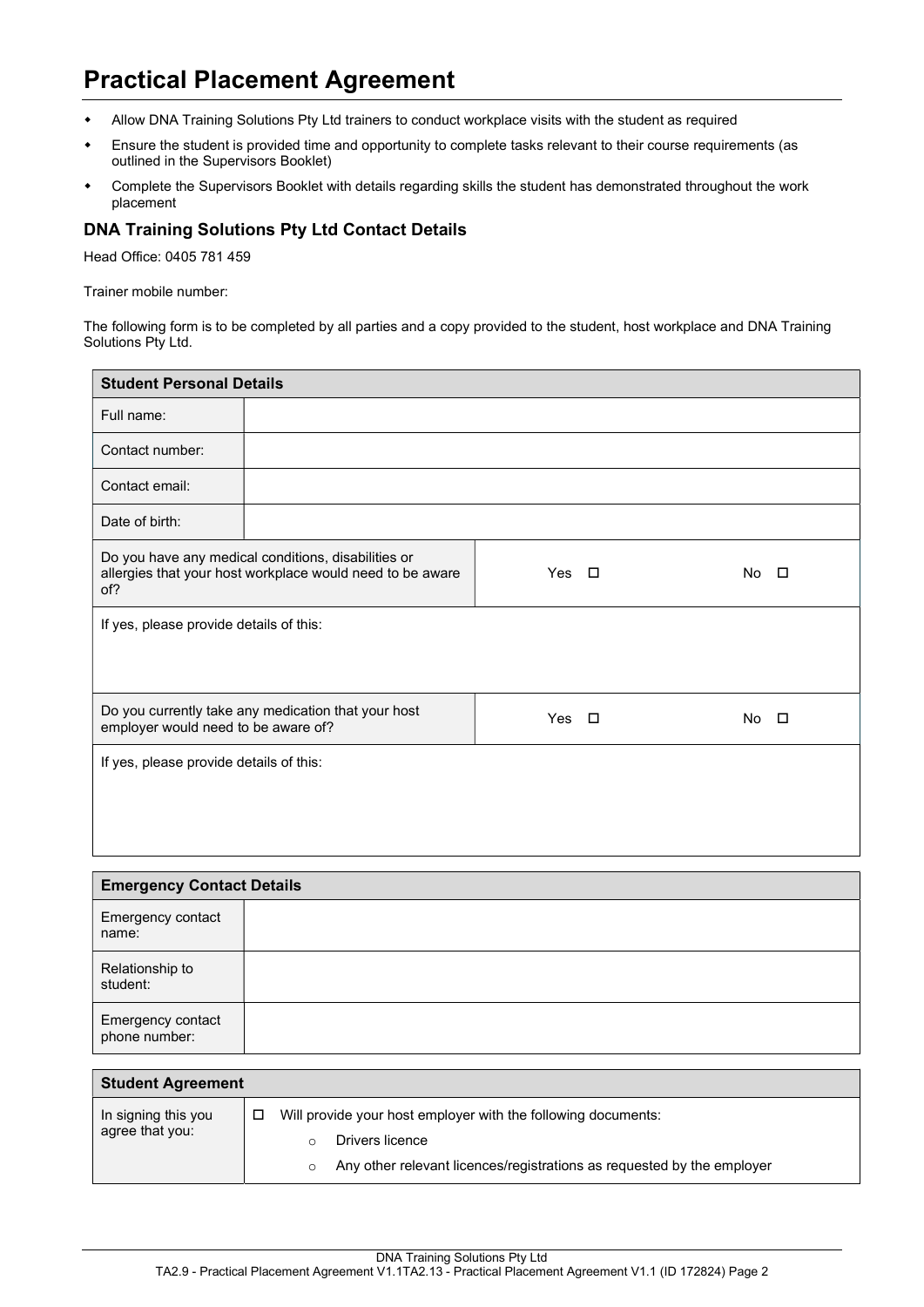# Practical Placement Agreement

- Allow DNA Training Solutions Pty Ltd trainers to conduct workplace visits with the student as required
- Ensure the student is provided time and opportunity to complete tasks relevant to their course requirements (as outlined in the Supervisors Booklet)
- Complete the Supervisors Booklet with details regarding skills the student has demonstrated throughout the work placement

## DNA Training Solutions Pty Ltd Contact Details

Head Office: 0405 781 459

Trainer mobile number:

The following form is to be completed by all parties and a copy provided to the student, host workplace and DNA Training Solutions Pty Ltd.

| **Student Personal Details** | | |
|---|---|---|
| Full name: | | |
| Contact number: | | |
| Contact email: | | |
| Date of birth: | | |
| Do you have any medical conditions, disabilities or allergies that your host workplace would need to be aware of? | Yes ☐ | No ☐ |
| If yes, please provide details of this: | | |
| Do you currently take any medication that your host employer would need to be aware of? | Yes ☐ | No ☐ |
| If yes, please provide details of this: | | |

| **Emergency Contact Details** | |
|---|---|
| Emergency contact name: | |
| Relationship to student: | |
| Emergency contact phone number: | |

| **Student Agreement** | |
|---|---|
| In signing this you agree that you: | ☐ Will provide your host employer with the following documents:<br>○ Drivers licence<br>○ Any other relevant licences/registrations as requested by the employer |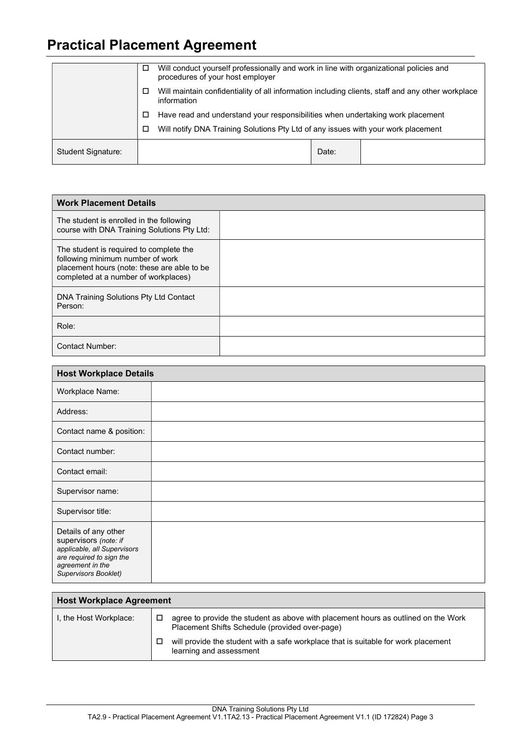# Practical Placement Agreement

| | |
|---|---|
| | ☐ Will conduct yourself professionally and work in line with organizational policies and procedures of your host employer<br>☐ Will maintain confidentiality of all information including clients, staff and any other workplace information<br>☐ Have read and understand your responsibilities when undertaking work placement<br>☐ Will notify DNA Training Solutions Pty Ltd of any issues with your work placement |
| Student Signature: | Date: |

| Work Placement Details | |
|---|---|
| The student is enrolled in the following course with DNA Training Solutions Pty Ltd: | |
| The student is required to complete the following minimum number of work placement hours (note: these are able to be completed at a number of workplaces) | |
| DNA Training Solutions Pty Ltd Contact Person: | |
| Role: | |
| Contact Number: | |

| Host Workplace Details | |
|---|---|
| Workplace Name: | |
| Address: | |
| Contact name & position: | |
| Contact number: | |
| Contact email: | |
| Supervisor name: | |
| Supervisor title: | |
| Details of any other supervisors *(note: if applicable, all Supervisors are required to sign the agreement in the Supervisors Booklet)* | |

| Host Workplace Agreement | |
|---|---|
| I, the Host Workplace: | ☐ agree to provide the student as above with placement hours as outlined on the Work Placement Shifts Schedule (provided over-page)<br>☐ will provide the student with a safe workplace that is suitable for work placement learning and assessment |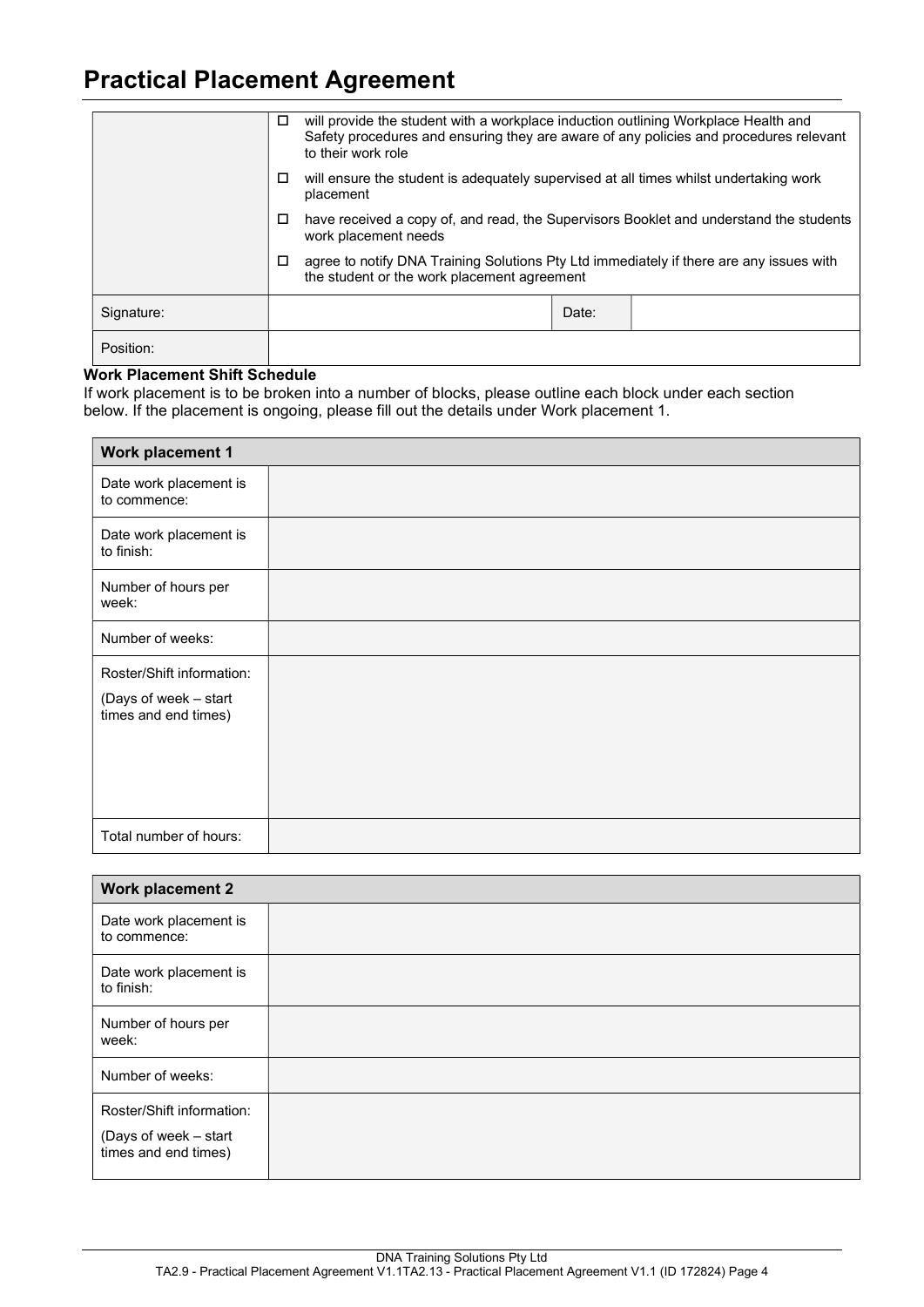# Practical Placement Agreement

| | |
|---|---|
| | ☐ will provide the student with a workplace induction outlining Workplace Health and Safety procedures and ensuring they are aware of any policies and procedures relevant to their work role<br>☐ will ensure the student is adequately supervised at all times whilst undertaking work placement<br>☐ have received a copy of, and read, the Supervisors Booklet and understand the students work placement needs<br>☐ agree to notify DNA Training Solutions Pty Ltd immediately if there are any issues with the student or the work placement agreement |
| Signature: | Date: |
| Position: | |

**Work Placement Shift Schedule**

If work placement is to be broken into a number of blocks, please outline each block under each section below. If the placement is ongoing, please fill out the details under Work placement 1.

| **Work placement 1** | |
|---|---|
| Date work placement is to commence: | |
| Date work placement is to finish: | |
| Number of hours per week: | |
| Number of weeks: | |
| Roster/Shift information:<br>(Days of week – start times and end times) | |
| Total number of hours: | |

| **Work placement 2** | |
|---|---|
| Date work placement is to commence: | |
| Date work placement is to finish: | |
| Number of hours per week: | |
| Number of weeks: | |
| Roster/Shift information:<br>(Days of week – start times and end times) | |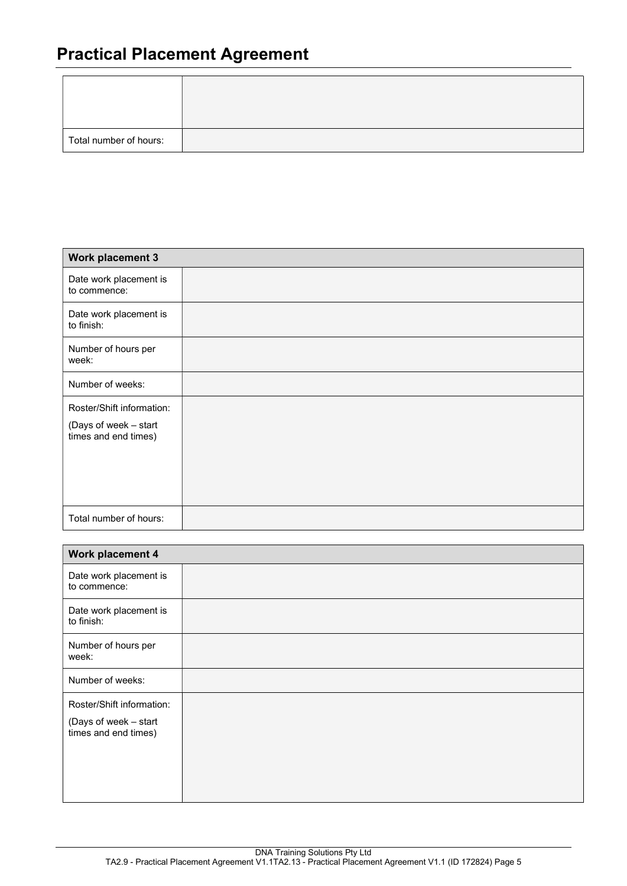# Practical Placement Agreement

| | |
|---|---|
| | |
| Total number of hours: | |

| Work placement 3 | |
|---|---|
| Date work placement is to commence: | |
| Date work placement is to finish: | |
| Number of hours per week: | |
| Number of weeks: | |
| Roster/Shift information: (Days of week – start times and end times) | |
| Total number of hours: | |

| Work placement 4 | |
|---|---|
| Date work placement is to commence: | |
| Date work placement is to finish: | |
| Number of hours per week: | |
| Number of weeks: | |
| Roster/Shift information: (Days of week – start times and end times) | |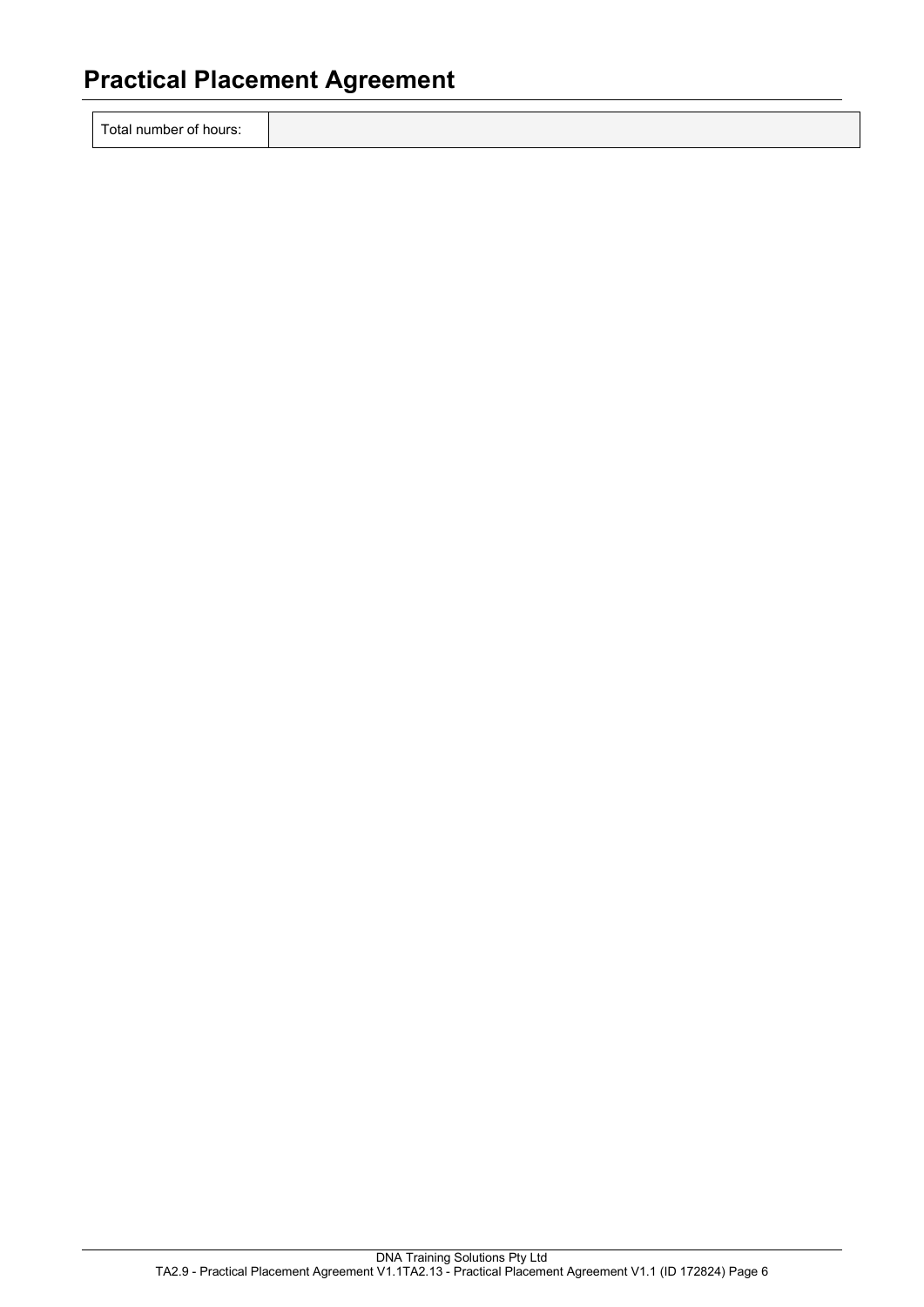# Practical Placement Agreement

| Total number of hours: | |
|---|---|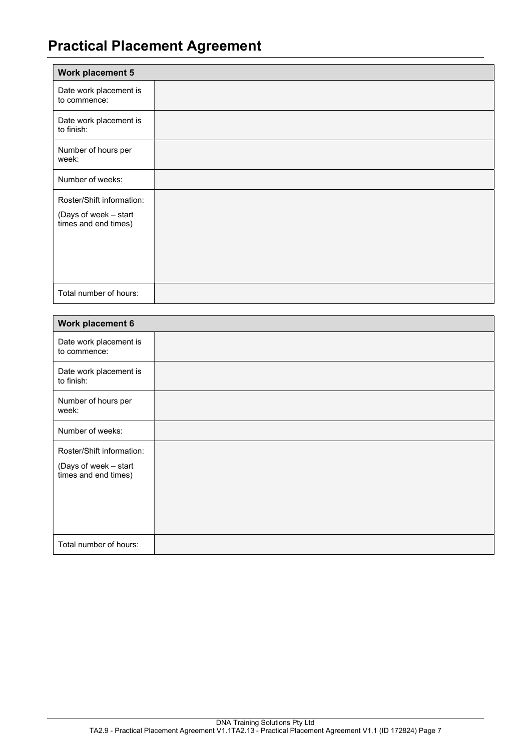## Practical Placement Agreement

| Work placement 5 | |
|---|---|
| Date work placement is to commence: | |
| Date work placement is to finish: | |
| Number of hours per week: | |
| Number of weeks: | |
| Roster/Shift information: (Days of week – start times and end times) | |
| Total number of hours: | |

| Work placement 6 | |
|---|---|
| Date work placement is to commence: | |
| Date work placement is to finish: | |
| Number of hours per week: | |
| Number of weeks: | |
| Roster/Shift information: (Days of week – start times and end times) | |
| Total number of hours: | |